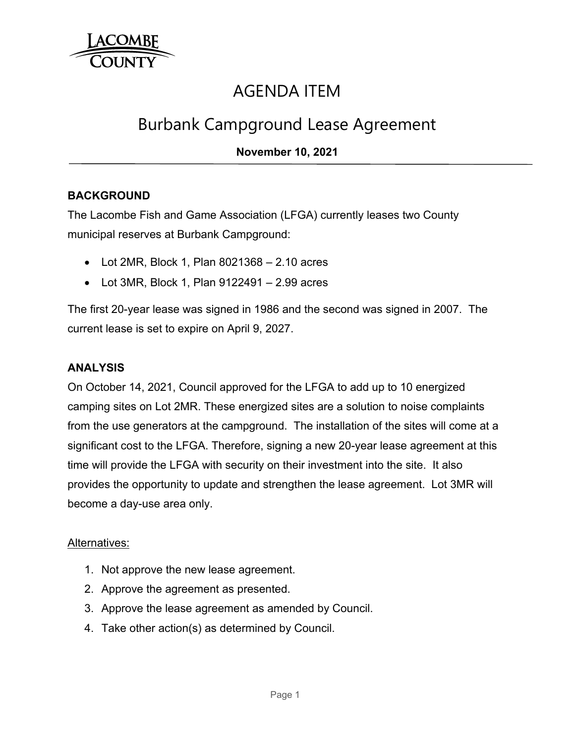LACOMBE COUNTY

# AGENDA ITEM

## Burbank Campground Lease Agreement

**November 10, 2021**

---

### BACKGROUND

The Lacombe Fish and Game Association (LFGA) currently leases two County municipal reserves at Burbank Campground:

- Lot 2MR, Block 1, Plan 8021368 – 2.10 acres
- Lot 3MR, Block 1, Plan 9122491 – 2.99 acres

The first 20-year lease was signed in 1986 and the second was signed in 2007. The current lease is set to expire on April 9, 2027.

### ANALYSIS

On October 14, 2021, Council approved for the LFGA to add up to 10 energized camping sites on Lot 2MR. These energized sites are a solution to noise complaints from the use generators at the campground. The installation of the sites will come at a significant cost to the LFGA. Therefore, signing a new 20-year lease agreement at this time will provide the LFGA with security on their investment into the site. It also provides the opportunity to update and strengthen the lease agreement. Lot 3MR will become a day-use area only.

<u>Alternatives:</u>

1. Not approve the new lease agreement.
2. Approve the agreement as presented.
3. Approve the lease agreement as amended by Council.
4. Take other action(s) as determined by Council.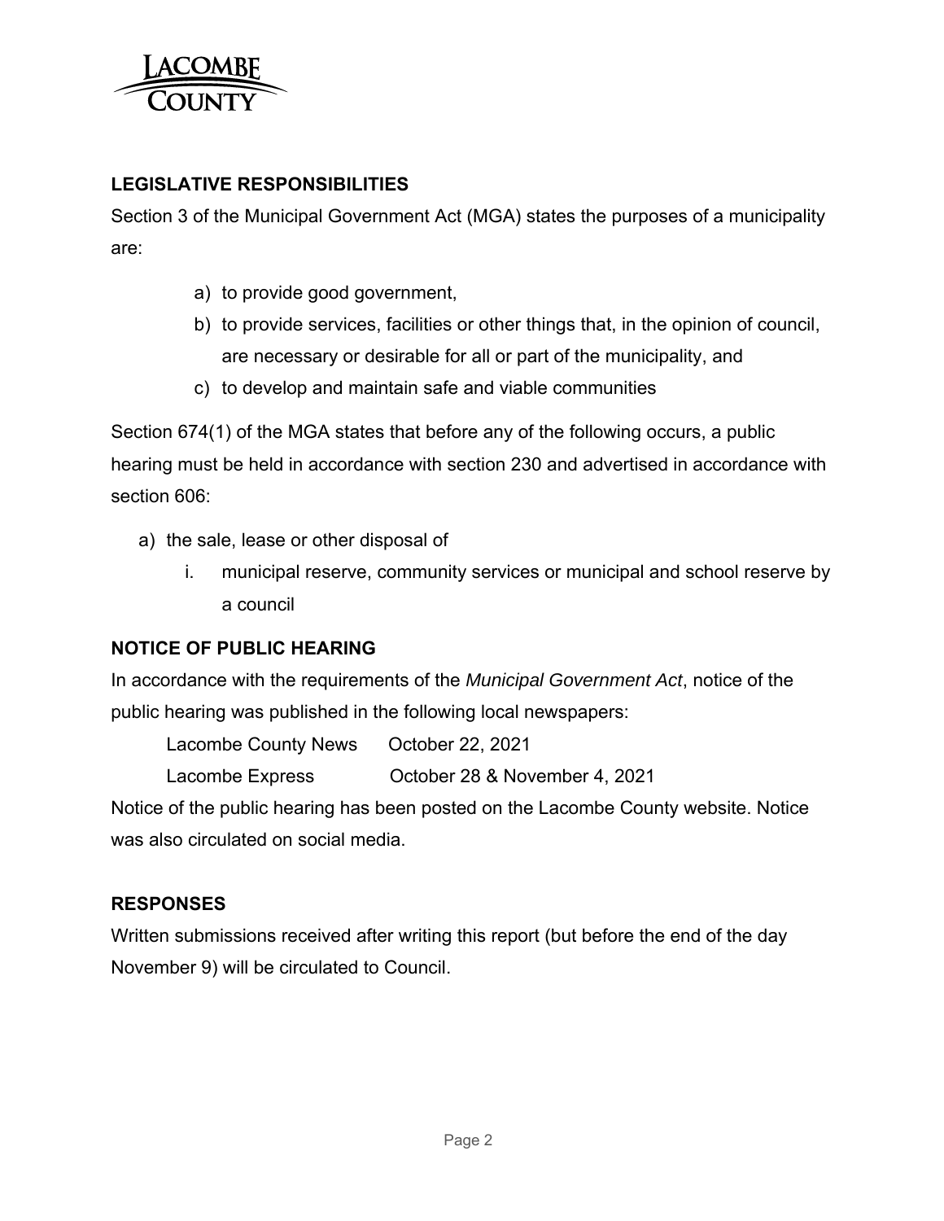## LEGISLATIVE RESPONSIBILITIES

Section 3 of the Municipal Government Act (MGA) states the purposes of a municipality are:

a) to provide good government,
b) to provide services, facilities or other things that, in the opinion of council, are necessary or desirable for all or part of the municipality, and
c) to develop and maintain safe and viable communities

Section 674(1) of the MGA states that before any of the following occurs, a public hearing must be held in accordance with section 230 and advertised in accordance with section 606:

a) the sale, lease or other disposal of
   i. municipal reserve, community services or municipal and school reserve by a council

## NOTICE OF PUBLIC HEARING

In accordance with the requirements of the *Municipal Government Act*, notice of the public hearing was published in the following local newspapers:

Lacombe County News — October 22, 2021
Lacombe Express — October 28 & November 4, 2021

Notice of the public hearing has been posted on the Lacombe County website. Notice was also circulated on social media.

## RESPONSES

Written submissions received after writing this report (but before the end of the day November 9) will be circulated to Council.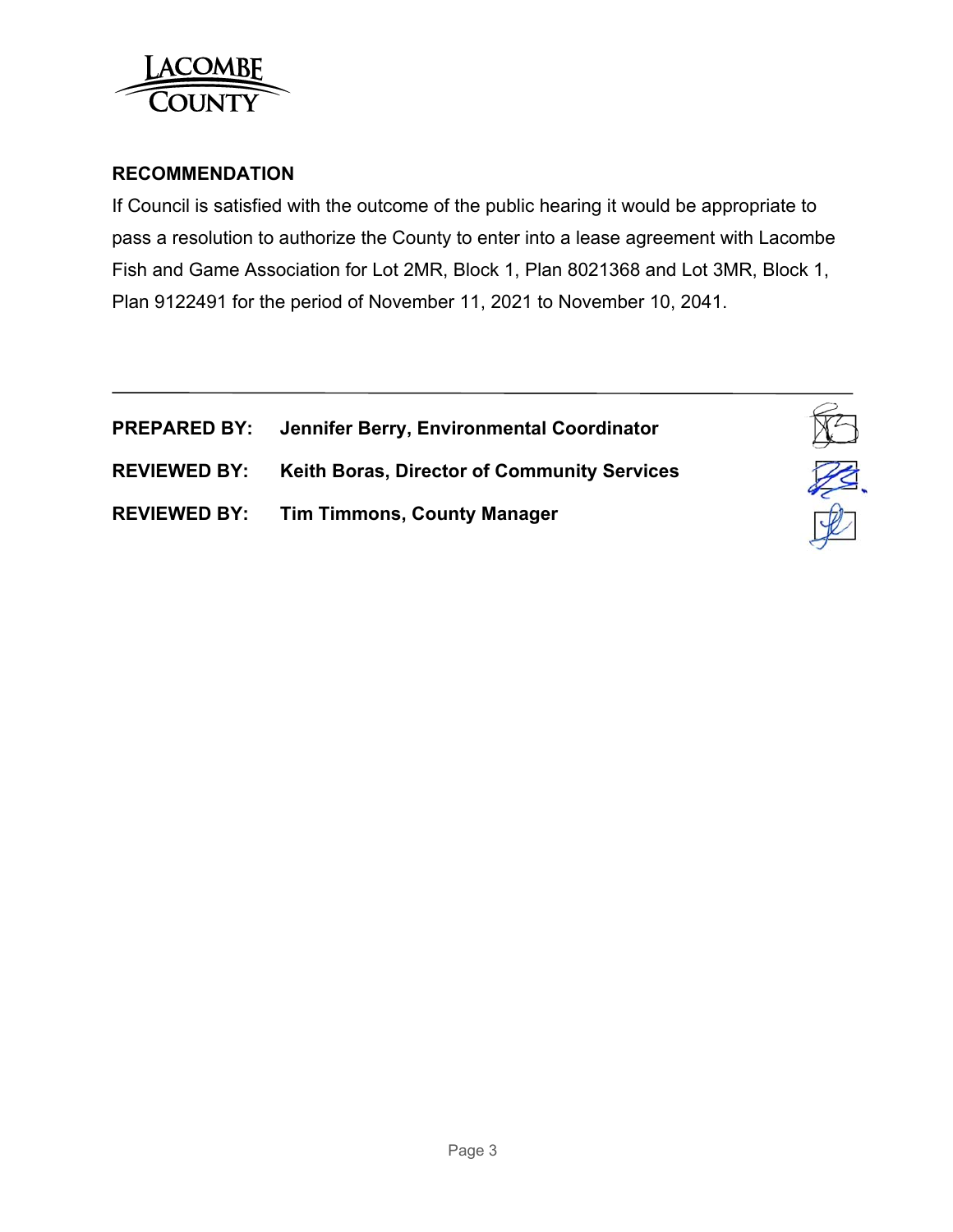## RECOMMENDATION

If Council is satisfied with the outcome of the public hearing it would be appropriate to pass a resolution to authorize the County to enter into a lease agreement with Lacombe Fish and Game Association for Lot 2MR, Block 1, Plan 8021368 and Lot 3MR, Block 1, Plan 9122491 for the period of November 11, 2021 to November 10, 2041.

---

**PREPARED BY:** **Jennifer Berry, Environmental Coordinator**

**REVIEWED BY:** **Keith Boras, Director of Community Services**

**REVIEWED BY:** **Tim Timmons, County Manager**